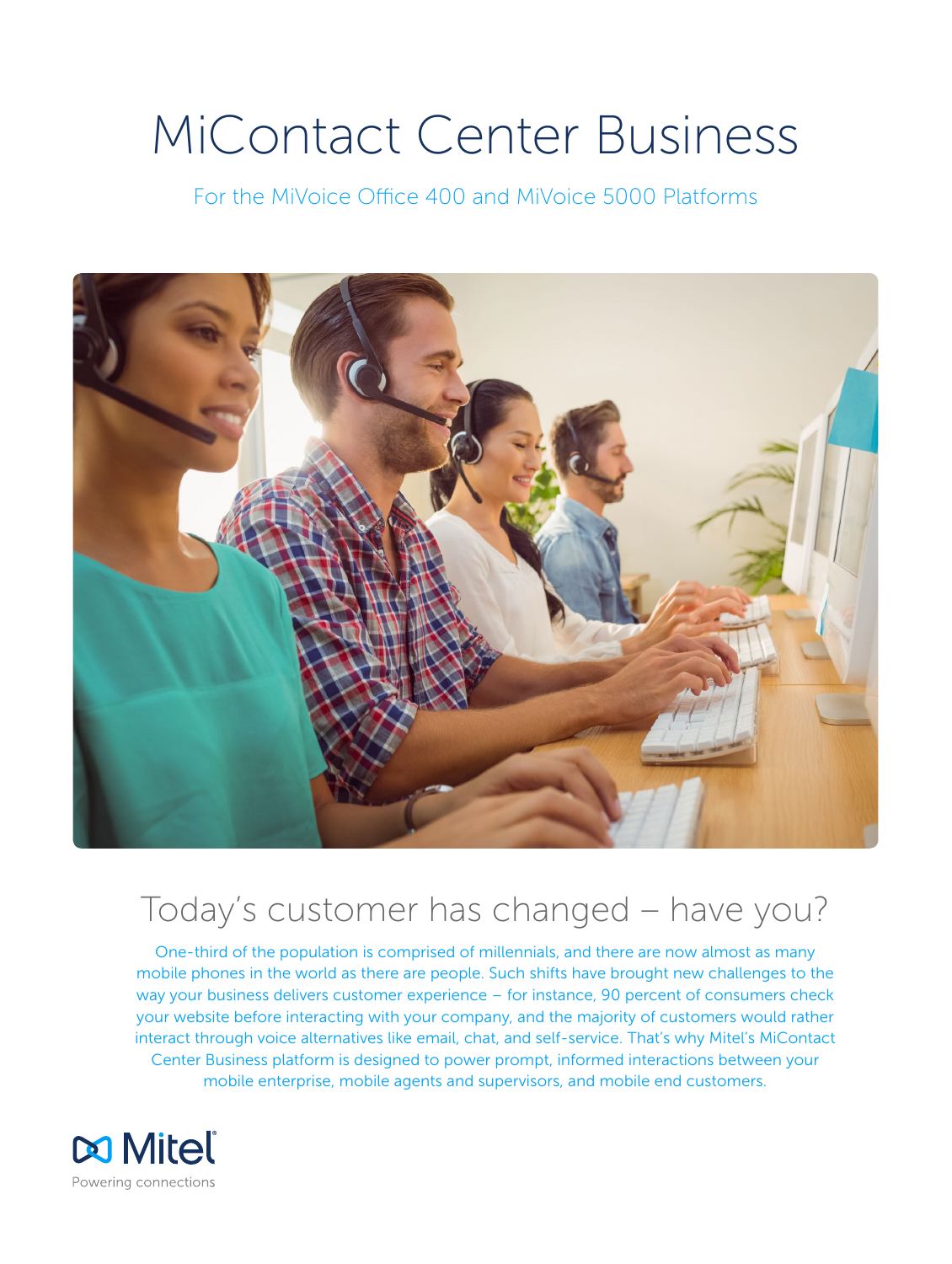# MiContact Center Business

For the MiVoice Office 400 and MiVoice 5000 Platforms

## Today's customer has changed – have you?

One-third of the population is comprised of millennials, and there are now almost as many mobile phones in the world as there are people. Such shifts have brought new challenges to the way your business delivers customer experience – for instance, 90 percent of consumers check your website before interacting with your company, and the majority of customers would rather interact through voice alternatives like email, chat, and self-service. That's why Mitel's MiContact Center Business platform is designed to power prompt, informed interactions between your mobile enterprise, mobile agents and supervisors, and mobile end customers.

Mitel
Powering connections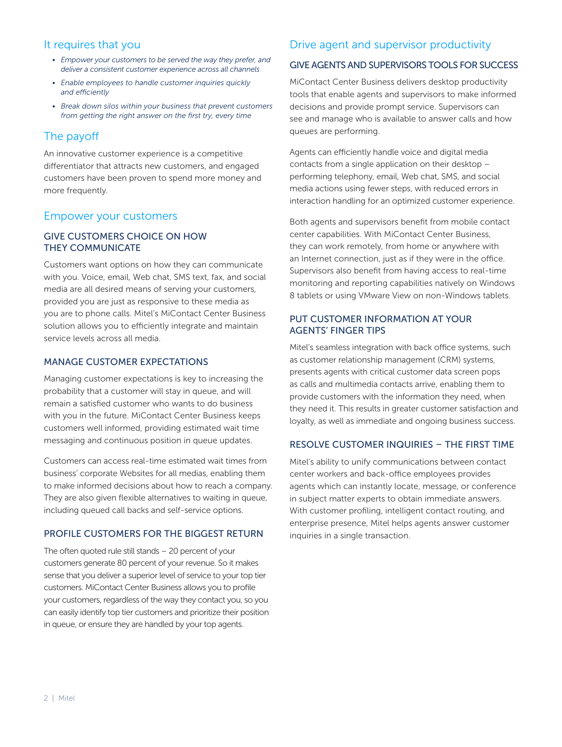## It requires that you

- *Empower your customers to be served the way they prefer, and deliver a consistent customer experience across all channels*
- *Enable employees to handle customer inquiries quickly and efficiently*
- *Break down silos within your business that prevent customers from getting the right answer on the first try, every time*

## The payoff

An innovative customer experience is a competitive differentiator that attracts new customers, and engaged customers have been proven to spend more money and more frequently.

## Empower your customers

### GIVE CUSTOMERS CHOICE ON HOW THEY COMMUNICATE

Customers want options on how they can communicate with you. Voice, email, Web chat, SMS text, fax, and social media are all desired means of serving your customers, provided you are just as responsive to these media as you are to phone calls. Mitel's MiContact Center Business solution allows you to efficiently integrate and maintain service levels across all media.

### MANAGE CUSTOMER EXPECTATIONS

Managing customer expectations is key to increasing the probability that a customer will stay in queue, and will remain a satisfied customer who wants to do business with you in the future. MiContact Center Business keeps customers well informed, providing estimated wait time messaging and continuous position in queue updates.

Customers can access real-time estimated wait times from business' corporate Websites for all medias, enabling them to make informed decisions about how to reach a company. They are also given flexible alternatives to waiting in queue, including queued call backs and self-service options.

### PROFILE CUSTOMERS FOR THE BIGGEST RETURN

The often quoted rule still stands – 20 percent of your customers generate 80 percent of your revenue. So it makes sense that you deliver a superior level of service to your top tier customers. MiContact Center Business allows you to profile your customers, regardless of the way they contact you, so you can easily identify top tier customers and prioritize their position in queue, or ensure they are handled by your top agents.

## Drive agent and supervisor productivity

### GIVE AGENTS AND SUPERVISORS TOOLS FOR SUCCESS

MiContact Center Business delivers desktop productivity tools that enable agents and supervisors to make informed decisions and provide prompt service. Supervisors can see and manage who is available to answer calls and how queues are performing.

Agents can efficiently handle voice and digital media contacts from a single application on their desktop – performing telephony, email, Web chat, SMS, and social media actions using fewer steps, with reduced errors in interaction handling for an optimized customer experience.

Both agents and supervisors benefit from mobile contact center capabilities. With MiContact Center Business, they can work remotely, from home or anywhere with an Internet connection, just as if they were in the office. Supervisors also benefit from having access to real-time monitoring and reporting capabilities natively on Windows 8 tablets or using VMware View on non-Windows tablets.

### PUT CUSTOMER INFORMATION AT YOUR AGENTS' FINGER TIPS

Mitel's seamless integration with back office systems, such as customer relationship management (CRM) systems, presents agents with critical customer data screen pops as calls and multimedia contacts arrive, enabling them to provide customers with the information they need, when they need it. This results in greater customer satisfaction and loyalty, as well as immediate and ongoing business success.

### RESOLVE CUSTOMER INQUIRIES – THE FIRST TIME

Mitel's ability to unify communications between contact center workers and back-office employees provides agents which can instantly locate, message, or conference in subject matter experts to obtain immediate answers. With customer profiling, intelligent contact routing, and enterprise presence, Mitel helps agents answer customer inquiries in a single transaction.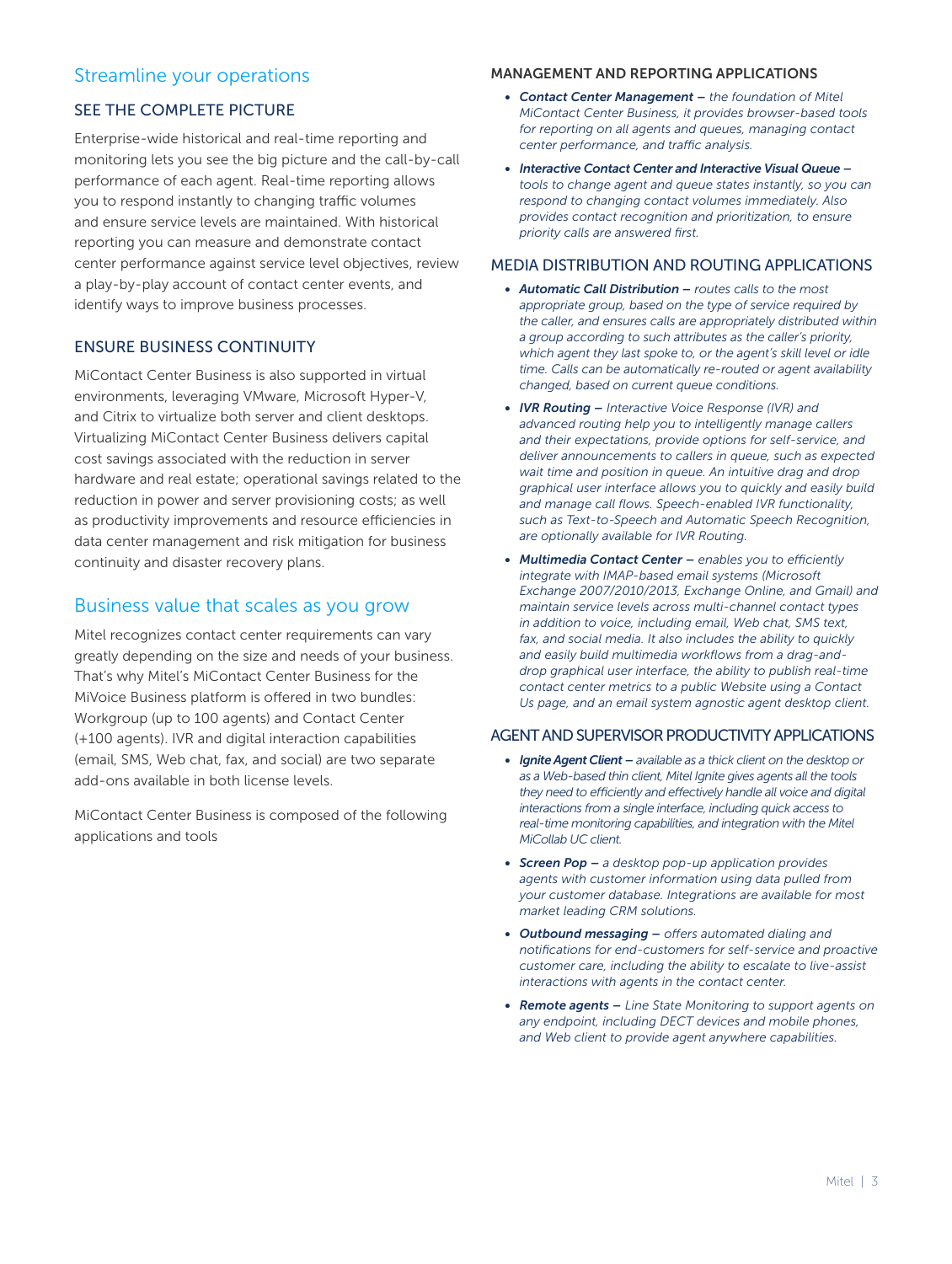## Streamline your operations

### SEE THE COMPLETE PICTURE

Enterprise-wide historical and real-time reporting and monitoring lets you see the big picture and the call-by-call performance of each agent. Real-time reporting allows you to respond instantly to changing traffic volumes and ensure service levels are maintained. With historical reporting you can measure and demonstrate contact center performance against service level objectives, review a play-by-play account of contact center events, and identify ways to improve business processes.

### ENSURE BUSINESS CONTINUITY

MiContact Center Business is also supported in virtual environments, leveraging VMware, Microsoft Hyper-V, and Citrix to virtualize both server and client desktops. Virtualizing MiContact Center Business delivers capital cost savings associated with the reduction in server hardware and real estate; operational savings related to the reduction in power and server provisioning costs; as well as productivity improvements and resource efficiencies in data center management and risk mitigation for business continuity and disaster recovery plans.

## Business value that scales as you grow

Mitel recognizes contact center requirements can vary greatly depending on the size and needs of your business. That's why Mitel's MiContact Center Business for the MiVoice Business platform is offered in two bundles: Workgroup (up to 100 agents) and Contact Center (+100 agents). IVR and digital interaction capabilities (email, SMS, Web chat, fax, and social) are two separate add-ons available in both license levels.

MiContact Center Business is composed of the following applications and tools

### MANAGEMENT AND REPORTING APPLICATIONS

- ***Contact Center Management –*** *the foundation of Mitel MiContact Center Business, it provides browser-based tools for reporting on all agents and queues, managing contact center performance, and traffic analysis.*
- ***Interactive Contact Center and Interactive Visual Queue –*** *tools to change agent and queue states instantly, so you can respond to changing contact volumes immediately. Also provides contact recognition and prioritization, to ensure priority calls are answered first.*

### MEDIA DISTRIBUTION AND ROUTING APPLICATIONS

- ***Automatic Call Distribution –*** *routes calls to the most appropriate group, based on the type of service required by the caller, and ensures calls are appropriately distributed within a group according to such attributes as the caller's priority, which agent they last spoke to, or the agent's skill level or idle time. Calls can be automatically re-routed or agent availability changed, based on current queue conditions.*
- ***IVR Routing –*** *Interactive Voice Response (IVR) and advanced routing help you to intelligently manage callers and their expectations, provide options for self-service, and deliver announcements to callers in queue, such as expected wait time and position in queue. An intuitive drag and drop graphical user interface allows you to quickly and easily build and manage call flows. Speech-enabled IVR functionality, such as Text-to-Speech and Automatic Speech Recognition, are optionally available for IVR Routing.*
- ***Multimedia Contact Center –*** *enables you to efficiently integrate with IMAP-based email systems (Microsoft Exchange 2007/2010/2013, Exchange Online, and Gmail) and maintain service levels across multi-channel contact types in addition to voice, including email, Web chat, SMS text, fax, and social media. It also includes the ability to quickly and easily build multimedia workflows from a drag-and-drop graphical user interface, the ability to publish real-time contact center metrics to a public Website using a Contact Us page, and an email system agnostic agent desktop client.*

### AGENT AND SUPERVISOR PRODUCTIVITY APPLICATIONS

- ***Ignite Agent Client –*** *available as a thick client on the desktop or as a Web-based thin client, Mitel Ignite gives agents all the tools they need to efficiently and effectively handle all voice and digital interactions from a single interface, including quick access to real-time monitoring capabilities, and integration with the Mitel MiCollab UC client.*
- ***Screen Pop –*** *a desktop pop-up application provides agents with customer information using data pulled from your customer database. Integrations are available for most market leading CRM solutions.*
- ***Outbound messaging –*** *offers automated dialing and notifications for end-customers for self-service and proactive customer care, including the ability to escalate to live-assist interactions with agents in the contact center.*
- ***Remote agents –*** *Line State Monitoring to support agents on any endpoint, including DECT devices and mobile phones, and Web client to provide agent anywhere capabilities.*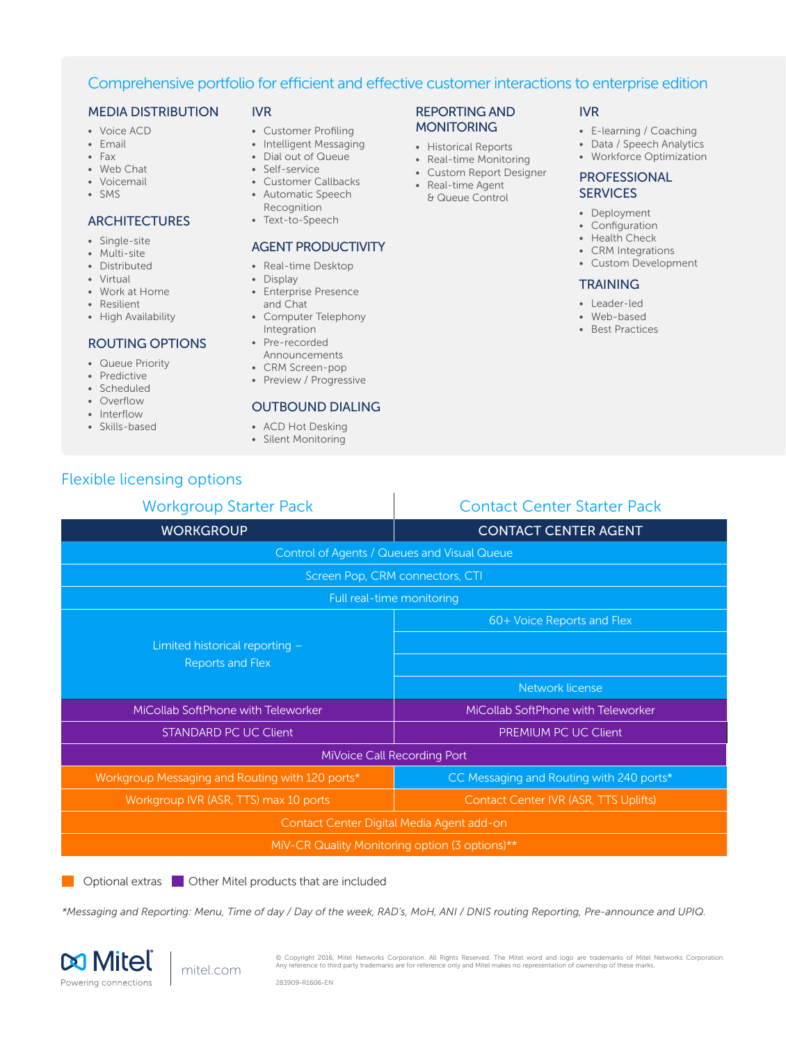## Comprehensive portfolio for efficient and effective customer interactions to enterprise edition

### MEDIA DISTRIBUTION

- Voice ACD
- Email
- Fax
- Web Chat
- Voicemail
- SMS

### ARCHITECTURES

- Single-site
- Multi-site
- Distributed
- Virtual
- Work at Home
- Resilient
- High Availability

### ROUTING OPTIONS

- Queue Priority
- Predictive
- Scheduled
- Overflow
- Interflow
- Skills-based

### IVR

- Customer Profiling
- Intelligent Messaging
- Dial out of Queue
- Self-service
- Customer Callbacks
- Automatic Speech Recognition
- Text-to-Speech

### AGENT PRODUCTIVITY

- Real-time Desktop
- Display
- Enterprise Presence and Chat
- Computer Telephony Integration
- Pre-recorded Announcements
- CRM Screen-pop
- Preview / Progressive

### OUTBOUND DIALING

- ACD Hot Desking
- Silent Monitoring

### REPORTING AND MONITORING

- Historical Reports
- Real-time Monitoring
- Custom Report Designer
- Real-time Agent & Queue Control

### IVR

- E-learning / Coaching
- Data / Speech Analytics
- Workforce Optimization

### PROFESSIONAL SERVICES

- Deployment
- Configuration
- Health Check
- CRM Integrations
- Custom Development

### TRAINING

- Leader-led
- Web-based
- Best Practices

## Flexible licensing options

| Workgroup Starter Pack | Contact Center Starter Pack |
|---|---|
| WORKGROUP | CONTACT CENTER AGENT |
| Control of Agents / Queues and Visual Queue | Control of Agents / Queues and Visual Queue |
| Screen Pop, CRM connectors, CTI | Screen Pop, CRM connectors, CTI |
| Full real-time monitoring | Full real-time monitoring |
| Limited historical reporting – Reports and Flex | 60+ Voice Reports and Flex |
| | |
| | |
| | Network license |
| MiCollab SoftPhone with Teleworker | MiCollab SoftPhone with Teleworker |
| STANDARD PC UC Client | PREMIUM PC UC Client |
| MiVoice Call Recording Port | MiVoice Call Recording Port |
| Workgroup Messaging and Routing with 120 ports* | CC Messaging and Routing with 240 ports* |
| Workgroup IVR (ASR, TTS) max 10 ports | Contact Center IVR (ASR, TTS Uplifts) |
| Contact Center Digital Media Agent add-on | Contact Center Digital Media Agent add-on |
| MiV-CR Quality Monitoring option (3 options)** | MiV-CR Quality Monitoring option (3 options)** |

Optional extras | Other Mitel products that are included

*\*Messaging and Reporting: Menu, Time of day / Day of the week, RAD's, MoH, ANI / DNIS routing Reporting, Pre-announce and UPIQ.*

Mitel — Powering connections | mitel.com

© Copyright 2016, Mitel Networks Corporation. All Rights Reserved. The Mitel word and logo are trademarks of Mitel Networks Corporation. Any reference to third party trademarks are for reference only and Mitel makes no representation of ownership of these marks.

283909-R1606-EN